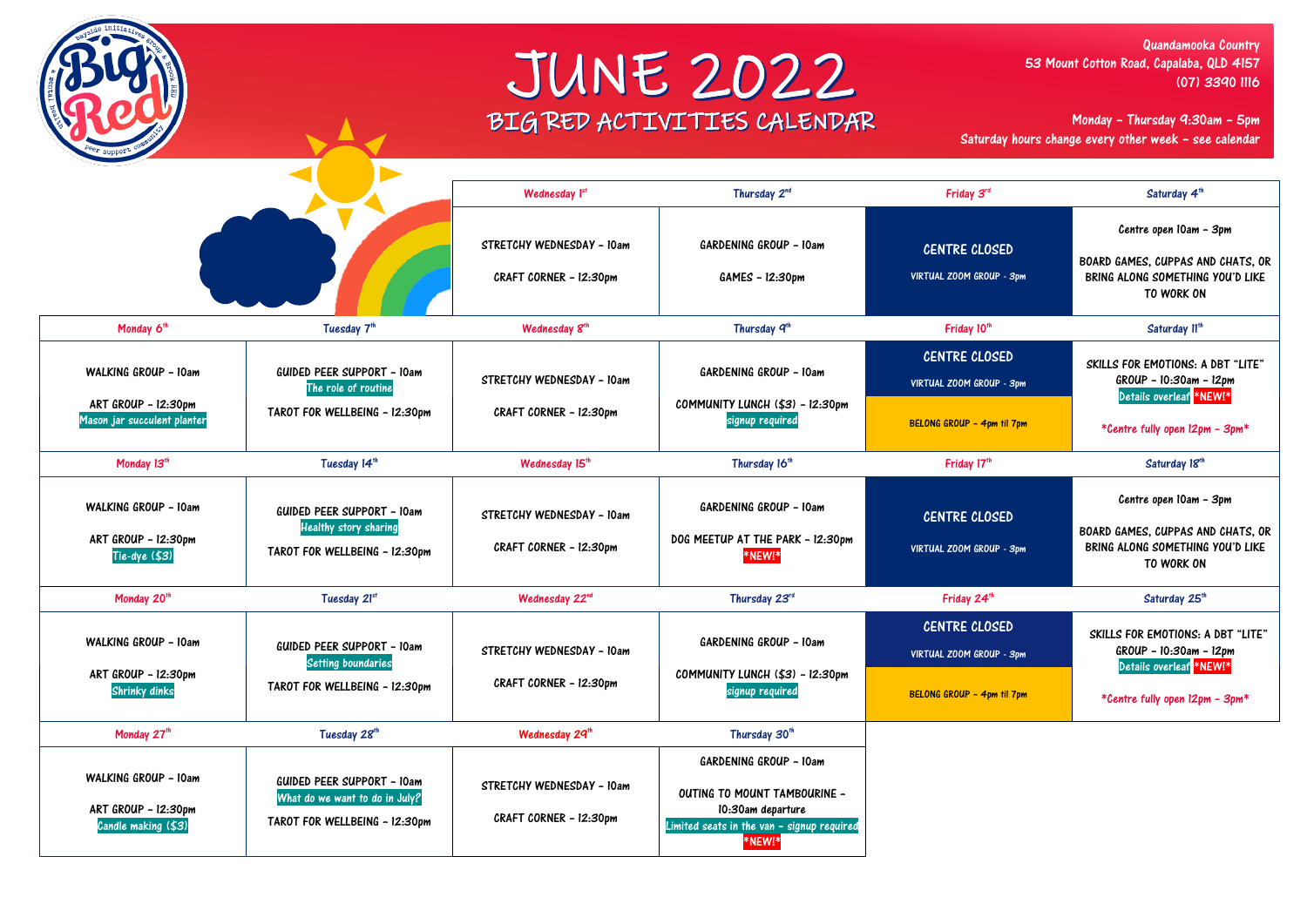# JUNE 2022

## BIG RED ACTIVITIES CALENDAR

Quandamooka Country
53 Mount Cotton Road, Capalaba, QLD 4157
(07) 3390 1116

Monday - Thursday 9:30am - 5pm
Saturday hours change every other week - see calendar

| Monday | Tuesday | Wednesday | Thursday | Friday | Saturday |
|---|---|---|---|---|---|
| | | **Wednesday 1st** | **Thursday 2nd** | **Friday 3rd** | **Saturday 4th** |
| | | STRETCHY WEDNESDAY - 10am<br>CRAFT CORNER - 12:30pm | GARDENING GROUP - 10am<br>GAMES - 12:30pm | CENTRE CLOSED<br>VIRTUAL ZOOM GROUP - 3pm | Centre open 10am - 3pm<br>BOARD GAMES, CUPPAS AND CHATS, OR BRING ALONG SOMETHING YOU'D LIKE TO WORK ON |
| **Monday 6th** | **Tuesday 7th** | **Wednesday 8th** | **Thursday 9th** | **Friday 10th** | **Saturday 11th** |
| WALKING GROUP - 10am<br>ART GROUP - 12:30pm<br>Mason jar succulent planter | GUIDED PEER SUPPORT - 10am<br>The role of routine<br>TAROT FOR WELLBEING - 12:30pm | STRETCHY WEDNESDAY - 10am<br>CRAFT CORNER - 12:30pm | GARDENING GROUP - 10am<br>COMMUNITY LUNCH ($3) - 12:30pm<br>signup required | CENTRE CLOSED<br>VIRTUAL ZOOM GROUP - 3pm<br>BELONG GROUP - 4pm til 7pm | SKILLS FOR EMOTIONS: A DBT "LITE" GROUP - 10:30am - 12pm<br>Details overleaf *NEW!*<br>*Centre fully open 12pm - 3pm* |
| **Monday 13th** | **Tuesday 14th** | **Wednesday 15th** | **Thursday 16th** | **Friday 17th** | **Saturday 18th** |
| WALKING GROUP - 10am<br>ART GROUP - 12:30pm<br>Tie-dye ($3) | GUIDED PEER SUPPORT - 10am<br>Healthy story sharing<br>TAROT FOR WELLBEING - 12:30pm | STRETCHY WEDNESDAY - 10am<br>CRAFT CORNER - 12:30pm | GARDENING GROUP - 10am<br>DOG MEETUP AT THE PARK - 12:30pm<br>*NEW!* | CENTRE CLOSED<br>VIRTUAL ZOOM GROUP - 3pm | Centre open 10am - 3pm<br>BOARD GAMES, CUPPAS AND CHATS, OR BRING ALONG SOMETHING YOU'D LIKE TO WORK ON |
| **Monday 20th** | **Tuesday 21st** | **Wednesday 22nd** | **Thursday 23rd** | **Friday 24th** | **Saturday 25th** |
| WALKING GROUP - 10am<br>ART GROUP - 12:30pm<br>Shrinky dinks | GUIDED PEER SUPPORT - 10am<br>Setting boundaries<br>TAROT FOR WELLBEING - 12:30pm | STRETCHY WEDNESDAY - 10am<br>CRAFT CORNER - 12:30pm | GARDENING GROUP - 10am<br>COMMUNITY LUNCH ($3) - 12:30pm<br>signup required | CENTRE CLOSED<br>VIRTUAL ZOOM GROUP - 3pm<br>BELONG GROUP - 4pm til 7pm | SKILLS FOR EMOTIONS: A DBT "LITE" GROUP - 10:30am - 12pm<br>Details overleaf *NEW!*<br>*Centre fully open 12pm - 3pm* |
| **Monday 27th** | **Tuesday 28th** | **Wednesday 29th** | **Thursday 30th** | | |
| WALKING GROUP - 10am<br>ART GROUP - 12:30pm<br>Candle making ($3) | GUIDED PEER SUPPORT - 10am<br>What do we want to do in July?<br>TAROT FOR WELLBEING - 12:30pm | STRETCHY WEDNESDAY - 10am<br>CRAFT CORNER - 12:30pm | GARDENING GROUP - 10am<br>OUTING TO MOUNT TAMBOURINE - 10:30am departure<br>Limited seats in the van - signup required<br>*NEW!* | | |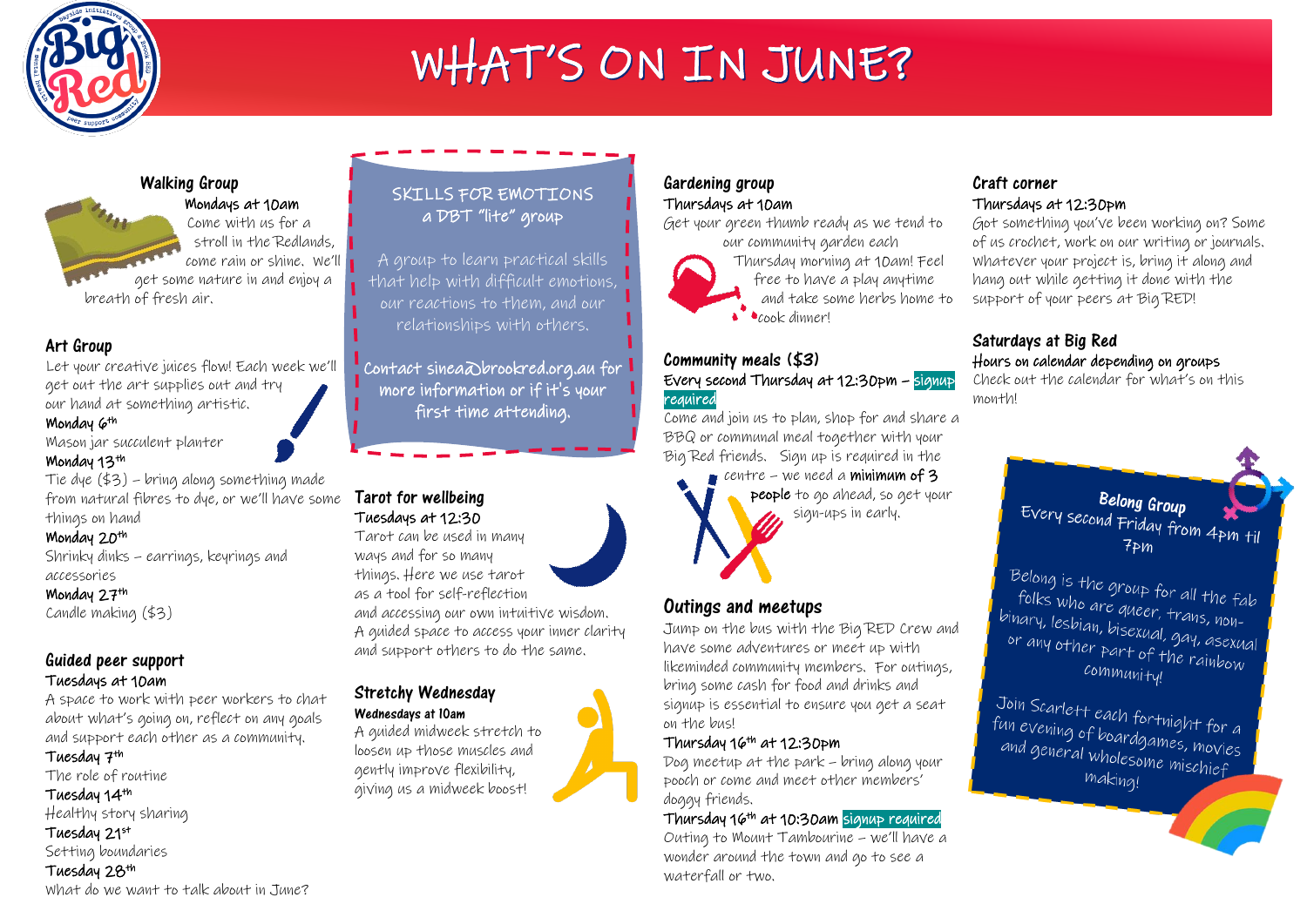# WHAT'S ON IN JUNE?

### Walking Group

Mondays at 10am

Come with us for a stroll in the Redlands, come rain or shine. We'll get some nature in and enjoy a breath of fresh air.

### Art Group

Let your creative juices flow! Each week we'll get out the art supplies out and try our hand at something artistic.

**Monday 6th**
Mason jar succulent planter

**Monday 13th**
Tie dye ($3) – bring along something made from natural fibres to dye, or we'll have some things on hand

**Monday 20th**
Shrinky dinks – earrings, keyrings and accessories

**Monday 27th**
Candle making ($3)

### Guided peer support

Tuesdays at 10am

A space to work with peer workers to chat about what's going on, reflect on any goals and support each other as a community.

**Tuesday 7th**
The role of routine

**Tuesday 14th**
Healthy story sharing

**Tuesday 21st**
Setting boundaries

**Tuesday 28th**
What do we want to talk about in June?

### SKILLS FOR EMOTIONS
### a DBT "lite" group

A group to learn practical skills that help with difficult emotions, our reactions to them, and our relationships with others.

Contact sinea@brookred.org.au for more information or if it's your first time attending.

### Tarot for wellbeing

Tuesdays at 12:30

Tarot can be used in many ways and for so many things. Here we use tarot as a tool for self-reflection and accessing our own intuitive wisdom. A guided space to access your inner clarity and support others to do the same.

### Stretchy Wednesday

**Wednesdays at 10am**

A guided midweek stretch to loosen up those muscles and gently improve flexibility, giving us a midweek boost!

### Gardening group

Thursdays at 10am

Get your green thumb ready as we tend to our community garden each Thursday morning at 10am! Feel free to have a play anytime and take some herbs home to cook dinner!

### Community meals ($3)

Every second Thursday at 12:30pm – signup required

Come and join us to plan, shop for and share a BBQ or communal meal together with your Big Red friends. Sign up is required in the centre – we need a **minimum of 3 people** to go ahead, so get your sign-ups in early.

### Outings and meetups

Jump on the bus with the Big RED Crew and have some adventures or meet up with likeminded community members. For outings, bring some cash for food and drinks and signup is essential to ensure you get a seat on the bus!

**Thursday 16th at 12:30pm**
Dog meetup at the park – bring along your pooch or come and meet other members' doggy friends.

**Thursday 16th at 10:30am** signup required
Outing to Mount Tambourine – we'll have a wonder around the town and go to see a waterfall or two.

### Craft corner

Thursdays at 12:30pm

Got something you've been working on? Some of us crochet, work on our writing or journals. Whatever your project is, bring it along and hang out while getting it done with the support of your peers at Big RED!

### Saturdays at Big Red

Hours on calendar depending on groups

Check out the calendar for what's on this month!

### Belong Group

Every second Friday from 4pm til 7pm

Belong is the group for all the fab folks who are queer, trans, non-binary, lesbian, bisexual, gay, asexual or any other part of the rainbow community!

Join Scarlett each fortnight for a fun evening of boardgames, movies and general wholesome mischief making!